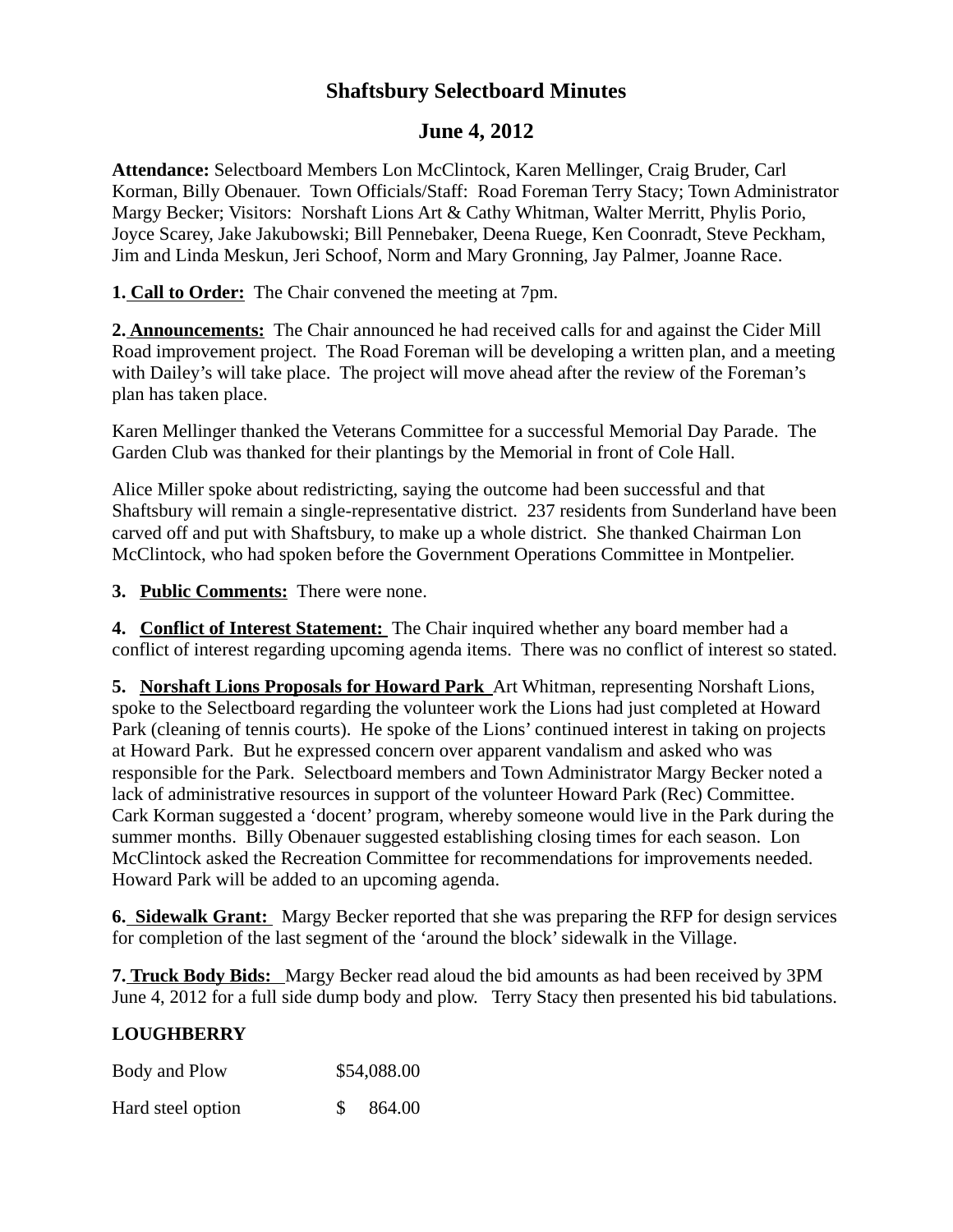# Shaftsbury Selectboard Minutes

## June 4, 2012

**Attendance:** Selectboard Members Lon McClintock, Karen Mellinger, Craig Bruder, Carl Korman, Billy Obenauer. Town Officials/Staff: Road Foreman Terry Stacy; Town Administrator Margy Becker; Visitors: Norshaft Lions Art & Cathy Whitman, Walter Merritt, Phylis Porio, Joyce Scarey, Jake Jakubowski; Bill Pennebaker, Deena Ruege, Ken Coonradt, Steve Peckham, Jim and Linda Meskun, Jeri Schoof, Norm and Mary Gronning, Jay Palmer, Joanne Race.

**1. Call to Order:** The Chair convened the meeting at 7pm.

**2. Announcements:** The Chair announced he had received calls for and against the Cider Mill Road improvement project. The Road Foreman will be developing a written plan, and a meeting with Dailey's will take place. The project will move ahead after the review of the Foreman's plan has taken place.

Karen Mellinger thanked the Veterans Committee for a successful Memorial Day Parade. The Garden Club was thanked for their plantings by the Memorial in front of Cole Hall.

Alice Miller spoke about redistricting, saying the outcome had been successful and that Shaftsbury will remain a single-representative district. 237 residents from Sunderland have been carved off and put with Shaftsbury, to make up a whole district. She thanked Chairman Lon McClintock, who had spoken before the Government Operations Committee in Montpelier.

**3. Public Comments:** There were none.

**4. Conflict of Interest Statement:** The Chair inquired whether any board member had a conflict of interest regarding upcoming agenda items. There was no conflict of interest so stated.

**5. Norshaft Lions Proposals for Howard Park** Art Whitman, representing Norshaft Lions, spoke to the Selectboard regarding the volunteer work the Lions had just completed at Howard Park (cleaning of tennis courts). He spoke of the Lions' continued interest in taking on projects at Howard Park. But he expressed concern over apparent vandalism and asked who was responsible for the Park. Selectboard members and Town Administrator Margy Becker noted a lack of administrative resources in support of the volunteer Howard Park (Rec) Committee. Cark Korman suggested a 'docent' program, whereby someone would live in the Park during the summer months. Billy Obenauer suggested establishing closing times for each season. Lon McClintock asked the Recreation Committee for recommendations for improvements needed. Howard Park will be added to an upcoming agenda.

**6. Sidewalk Grant:** Margy Becker reported that she was preparing the RFP for design services for completion of the last segment of the 'around the block' sidewalk in the Village.

**7. Truck Body Bids:** Margy Becker read aloud the bid amounts as had been received by 3PM June 4, 2012 for a full side dump body and plow. Terry Stacy then presented his bid tabulations.

**LOUGHBERRY**

| | |
|---|---|
| Body and Plow | $54,088.00 |
| Hard steel option | $ 864.00 |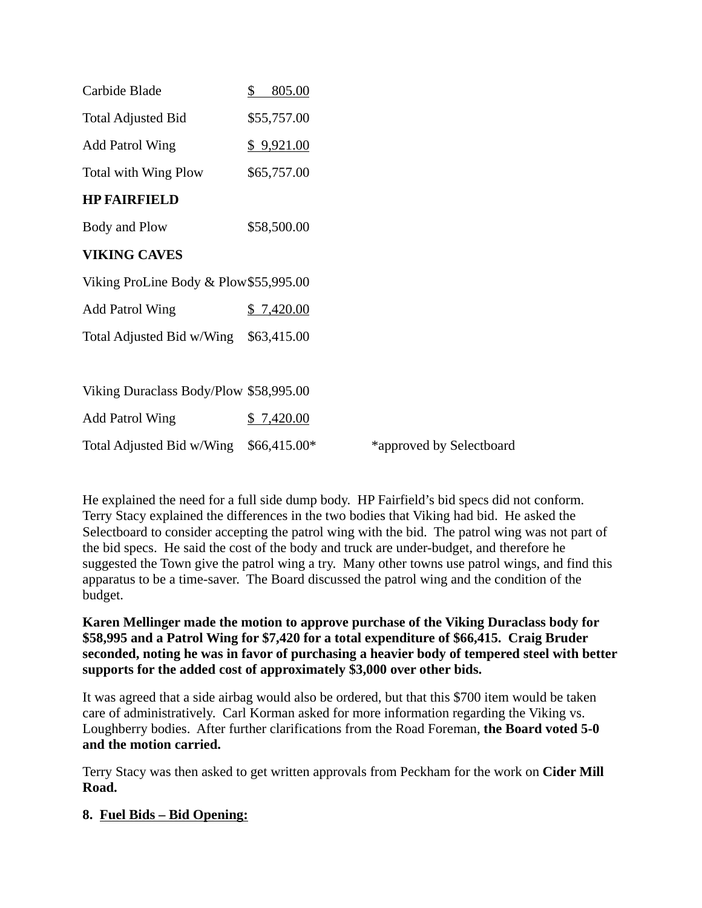| | | |
|---|---|---|
| Carbide Blade | $ 805.00 | |
| Total Adjusted Bid | $55,757.00 | |
| Add Patrol Wing | $ 9,921.00 | |
| Total with Wing Plow | $65,757.00 | |
| **HP FAIRFIELD** | | |
| Body and Plow | $58,500.00 | |
| **VIKING CAVES** | | |
| Viking ProLine Body & Plow | $55,995.00 | |
| Add Patrol Wing | $ 7,420.00 | |
| Total Adjusted Bid w/Wing | $63,415.00 | |
| | | |
| Viking Duraclass Body/Plow | $58,995.00 | |
| Add Patrol Wing | $ 7,420.00 | |
| Total Adjusted Bid w/Wing | $66,415.00* | *approved by Selectboard |

He explained the need for a full side dump body. HP Fairfield's bid specs did not conform. Terry Stacy explained the differences in the two bodies that Viking had bid. He asked the Selectboard to consider accepting the patrol wing with the bid. The patrol wing was not part of the bid specs. He said the cost of the body and truck are under-budget, and therefore he suggested the Town give the patrol wing a try. Many other towns use patrol wings, and find this apparatus to be a time-saver. The Board discussed the patrol wing and the condition of the budget.

**Karen Mellinger made the motion to approve purchase of the Viking Duraclass body for $58,995 and a Patrol Wing for $7,420 for a total expenditure of $66,415. Craig Bruder seconded, noting he was in favor of purchasing a heavier body of tempered steel with better supports for the added cost of approximately $3,000 over other bids.**

It was agreed that a side airbag would also be ordered, but that this $700 item would be taken care of administratively. Carl Korman asked for more information regarding the Viking vs. Loughberry bodies. After further clarifications from the Road Foreman, **the Board voted 5-0 and the motion carried.**

Terry Stacy was then asked to get written approvals from Peckham for the work on **Cider Mill Road.**

**8. <u>Fuel Bids – Bid Opening:</u>**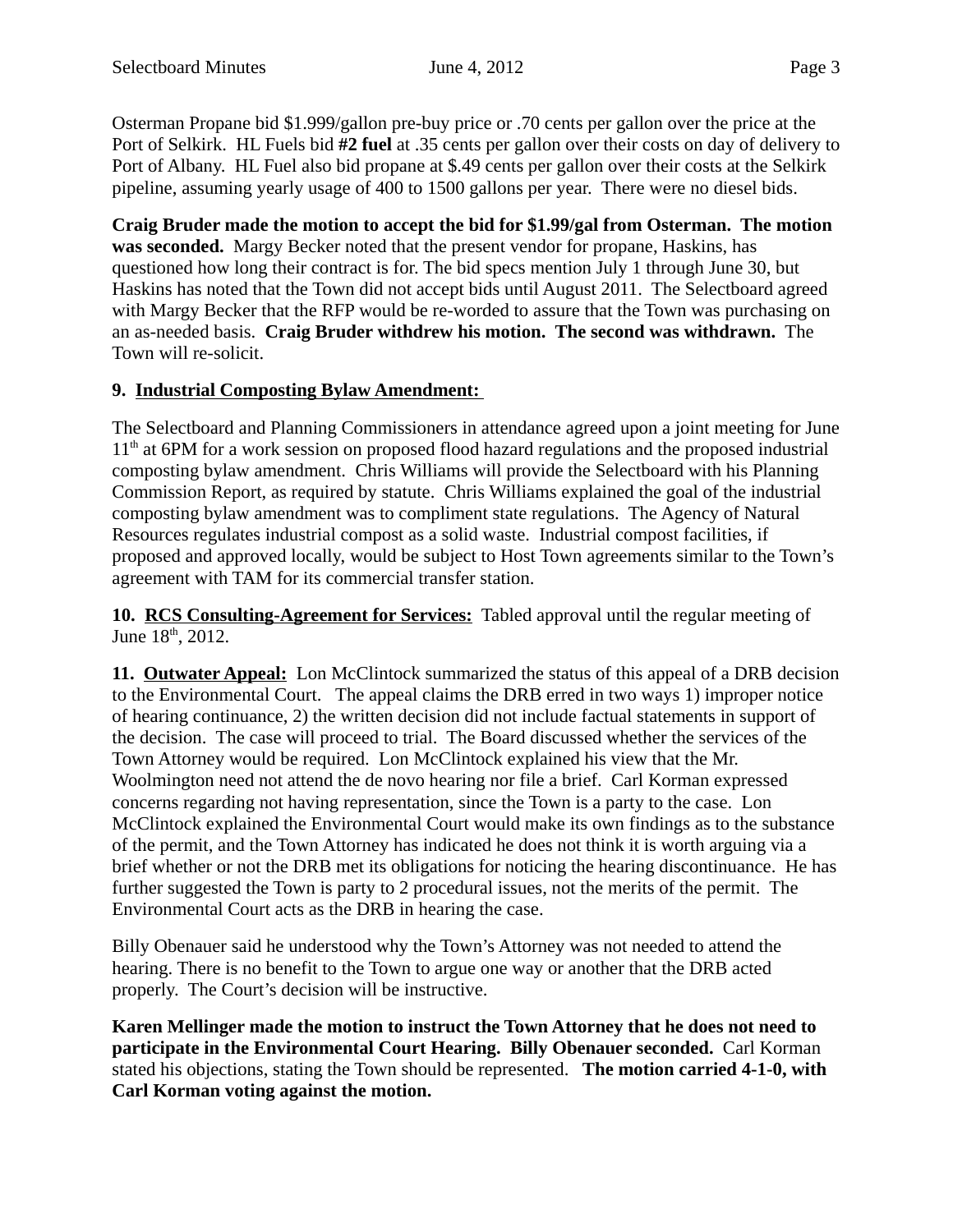Osterman Propane bid $1.999/gallon pre-buy price or .70 cents per gallon over the price at the Port of Selkirk. HL Fuels bid **#2 fuel** at .35 cents per gallon over their costs on day of delivery to Port of Albany. HL Fuel also bid propane at $.49 cents per gallon over their costs at the Selkirk pipeline, assuming yearly usage of 400 to 1500 gallons per year. There were no diesel bids.

**Craig Bruder made the motion to accept the bid for $1.99/gal from Osterman. The motion was seconded.** Margy Becker noted that the present vendor for propane, Haskins, has questioned how long their contract is for. The bid specs mention July 1 through June 30, but Haskins has noted that the Town did not accept bids until August 2011. The Selectboard agreed with Margy Becker that the RFP would be re-worded to assure that the Town was purchasing on an as-needed basis. **Craig Bruder withdrew his motion. The second was withdrawn.** The Town will re-solicit.

**9. Industrial Composting Bylaw Amendment:**

The Selectboard and Planning Commissioners in attendance agreed upon a joint meeting for June 11th at 6PM for a work session on proposed flood hazard regulations and the proposed industrial composting bylaw amendment. Chris Williams will provide the Selectboard with his Planning Commission Report, as required by statute. Chris Williams explained the goal of the industrial composting bylaw amendment was to compliment state regulations. The Agency of Natural Resources regulates industrial compost as a solid waste. Industrial compost facilities, if proposed and approved locally, would be subject to Host Town agreements similar to the Town's agreement with TAM for its commercial transfer station.

**10. RCS Consulting-Agreement for Services:** Tabled approval until the regular meeting of June 18th, 2012.

**11. Outwater Appeal:** Lon McClintock summarized the status of this appeal of a DRB decision to the Environmental Court. The appeal claims the DRB erred in two ways 1) improper notice of hearing continuance, 2) the written decision did not include factual statements in support of the decision. The case will proceed to trial. The Board discussed whether the services of the Town Attorney would be required. Lon McClintock explained his view that the Mr. Woolmington need not attend the de novo hearing nor file a brief. Carl Korman expressed concerns regarding not having representation, since the Town is a party to the case. Lon McClintock explained the Environmental Court would make its own findings as to the substance of the permit, and the Town Attorney has indicated he does not think it is worth arguing via a brief whether or not the DRB met its obligations for noticing the hearing discontinuance. He has further suggested the Town is party to 2 procedural issues, not the merits of the permit. The Environmental Court acts as the DRB in hearing the case.

Billy Obenauer said he understood why the Town's Attorney was not needed to attend the hearing. There is no benefit to the Town to argue one way or another that the DRB acted properly. The Court's decision will be instructive.

**Karen Mellinger made the motion to instruct the Town Attorney that he does not need to participate in the Environmental Court Hearing. Billy Obenauer seconded.** Carl Korman stated his objections, stating the Town should be represented. **The motion carried 4-1-0, with Carl Korman voting against the motion.**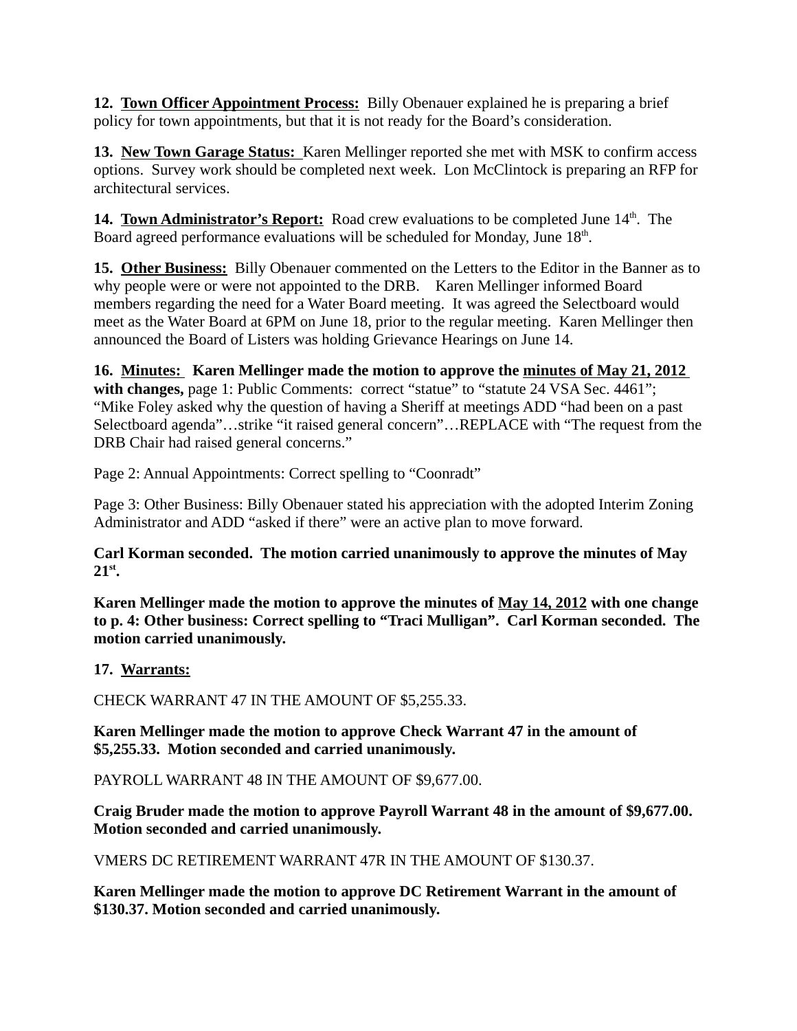**12. <u>Town Officer Appointment Process:</u>** Billy Obenauer explained he is preparing a brief policy for town appointments, but that it is not ready for the Board's consideration.

**13. <u>New Town Garage Status:</u>** Karen Mellinger reported she met with MSK to confirm access options. Survey work should be completed next week. Lon McClintock is preparing an RFP for architectural services.

**14. <u>Town Administrator's Report:</u>** Road crew evaluations to be completed June 14th. The Board agreed performance evaluations will be scheduled for Monday, June 18th.

**15. <u>Other Business:</u>** Billy Obenauer commented on the Letters to the Editor in the Banner as to why people were or were not appointed to the DRB. Karen Mellinger informed Board members regarding the need for a Water Board meeting. It was agreed the Selectboard would meet as the Water Board at 6PM on June 18, prior to the regular meeting. Karen Mellinger then announced the Board of Listers was holding Grievance Hearings on June 14.

**16. <u>Minutes:</u> Karen Mellinger made the motion to approve the <u>minutes of May 21, 2012</u> with changes,** page 1: Public Comments: correct "statue" to "statute 24 VSA Sec. 4461"; "Mike Foley asked why the question of having a Sheriff at meetings ADD "had been on a past Selectboard agenda"…strike "it raised general concern"…REPLACE with "The request from the DRB Chair had raised general concerns."

Page 2: Annual Appointments: Correct spelling to "Coonradt"

Page 3: Other Business: Billy Obenauer stated his appreciation with the adopted Interim Zoning Administrator and ADD "asked if there" were an active plan to move forward.

**Carl Korman seconded. The motion carried unanimously to approve the minutes of May 21st.**

**Karen Mellinger made the motion to approve the minutes of <u>May 14, 2012</u> with one change to p. 4: Other business: Correct spelling to "Traci Mulligan". Carl Korman seconded. The motion carried unanimously.**

**17. <u>Warrants:</u>**

CHECK WARRANT 47 IN THE AMOUNT OF $5,255.33.

**Karen Mellinger made the motion to approve Check Warrant 47 in the amount of $5,255.33. Motion seconded and carried unanimously.**

PAYROLL WARRANT 48 IN THE AMOUNT OF $9,677.00.

**Craig Bruder made the motion to approve Payroll Warrant 48 in the amount of $9,677.00. Motion seconded and carried unanimously.**

VMERS DC RETIREMENT WARRANT 47R IN THE AMOUNT OF $130.37.

**Karen Mellinger made the motion to approve DC Retirement Warrant in the amount of $130.37. Motion seconded and carried unanimously.**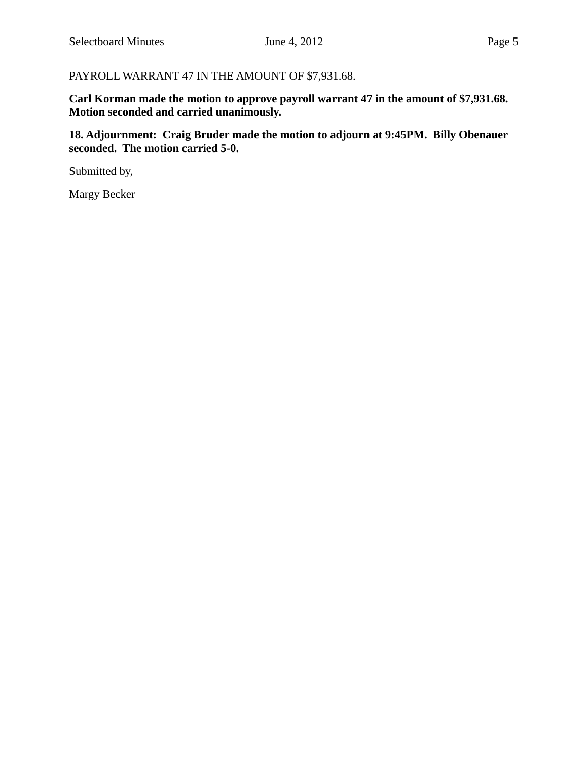PAYROLL WARRANT 47 IN THE AMOUNT OF $7,931.68.

**Carl Korman made the motion to approve payroll warrant 47 in the amount of $7,931.68. Motion seconded and carried unanimously.**

**18. <u>Adjournment:</u> Craig Bruder made the motion to adjourn at 9:45PM. Billy Obenauer seconded. The motion carried 5-0.**

Submitted by,

Margy Becker